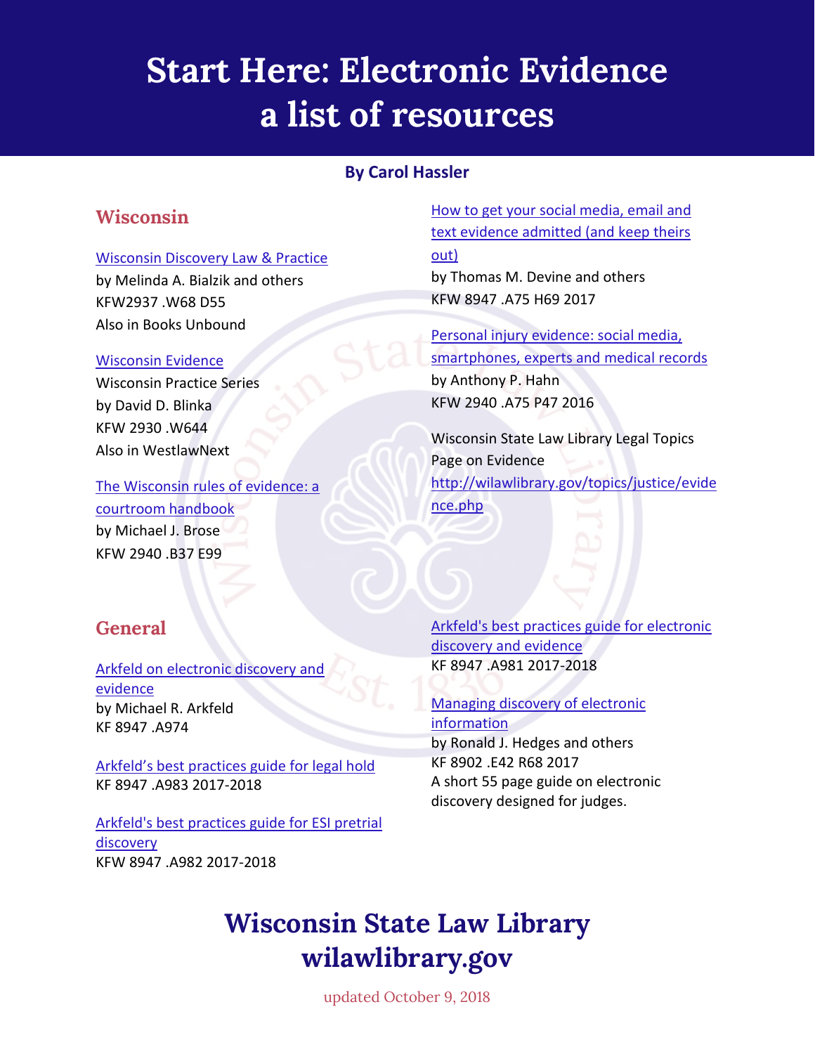# Start Here: Electronic Evidence a list of resources

**By Carol Hassler**

## Wisconsin

Wisconsin Discovery Law & Practice
by Melinda A. Bialzik and others
KFW2937 .W68 D55
Also in Books Unbound

Wisconsin Evidence
Wisconsin Practice Series
by David D. Blinka
KFW 2930 .W644
Also in WestlawNext

The Wisconsin rules of evidence: a courtroom handbook
by Michael J. Brose
KFW 2940 .B37 E99

How to get your social media, email and text evidence admitted (and keep theirs out)
by Thomas M. Devine and others
KFW 8947 .A75 H69 2017

Personal injury evidence: social media, smartphones, experts and medical records
by Anthony P. Hahn
KFW 2940 .A75 P47 2016

Wisconsin State Law Library Legal Topics Page on Evidence
http://wilawlibrary.gov/topics/justice/evidence.php

## General

Arkfeld on electronic discovery and evidence
by Michael R. Arkfeld
KF 8947 .A974

Arkfeld's best practices guide for legal hold
KF 8947 .A983 2017-2018

Arkfeld's best practices guide for ESI pretrial discovery
KFW 8947 .A982 2017-2018

Arkfeld's best practices guide for electronic discovery and evidence
KF 8947 .A981 2017-2018

Managing discovery of electronic information
by Ronald J. Hedges and others
KF 8902 .E42 R68 2017
A short 55 page guide on electronic discovery designed for judges.

**Wisconsin State Law Library**
**wilawlibrary.gov**

updated October 9, 2018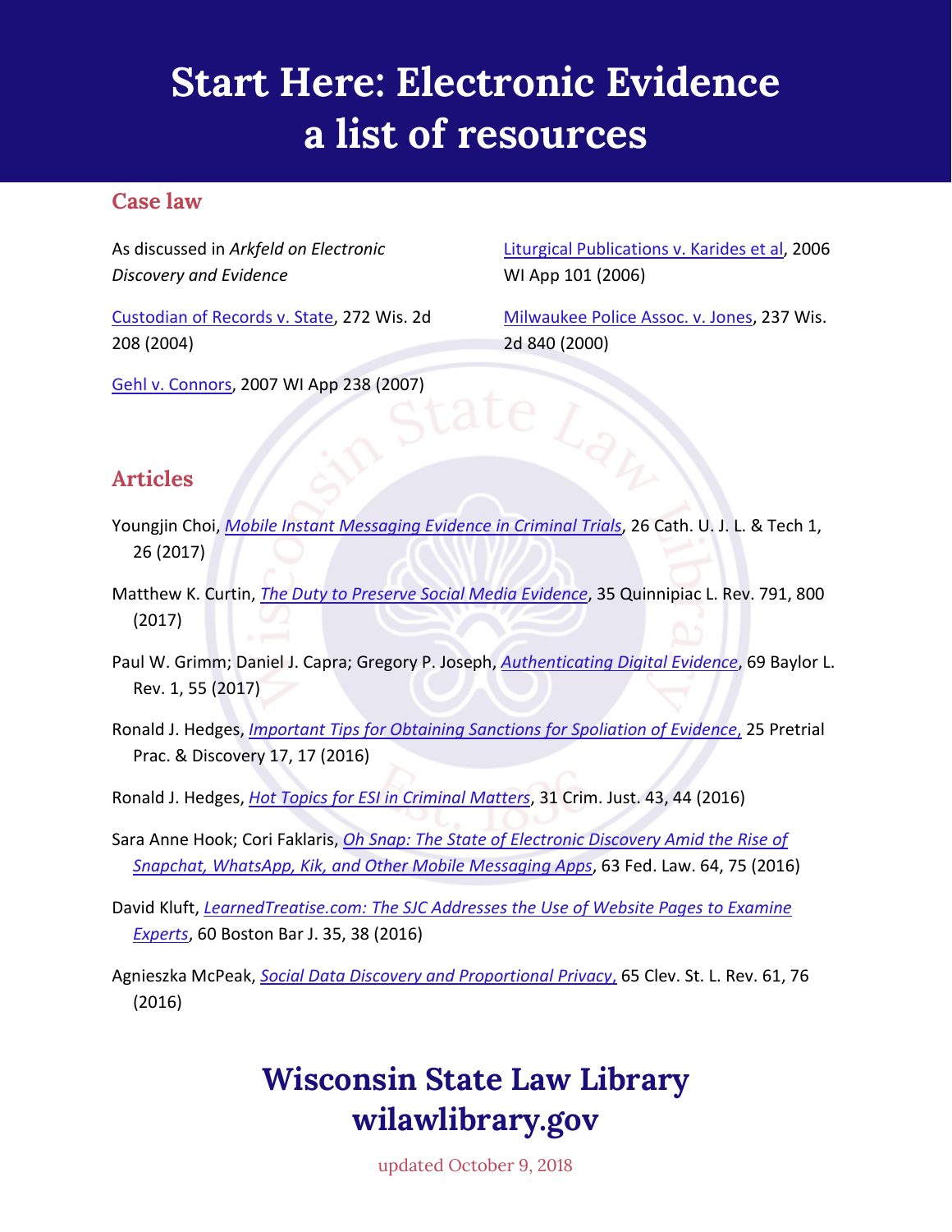# Start Here: Electronic Evidence a list of resources

## Case law

As discussed in *Arkfeld on Electronic Discovery and Evidence*

Custodian of Records v. State, 272 Wis. 2d 208 (2004)

Gehl v. Connors, 2007 WI App 238 (2007)

Liturgical Publications v. Karides et al, 2006 WI App 101 (2006)

Milwaukee Police Assoc. v. Jones, 237 Wis. 2d 840 (2000)

## Articles

Youngjin Choi, *Mobile Instant Messaging Evidence in Criminal Trials*, 26 Cath. U. J. L. & Tech 1, 26 (2017)

Matthew K. Curtin, *The Duty to Preserve Social Media Evidence*, 35 Quinnipiac L. Rev. 791, 800 (2017)

Paul W. Grimm; Daniel J. Capra; Gregory P. Joseph, *Authenticating Digital Evidence*, 69 Baylor L. Rev. 1, 55 (2017)

Ronald J. Hedges, *Important Tips for Obtaining Sanctions for Spoliation of Evidence*, 25 Pretrial Prac. & Discovery 17, 17 (2016)

Ronald J. Hedges, *Hot Topics for ESI in Criminal Matters*, 31 Crim. Just. 43, 44 (2016)

Sara Anne Hook; Cori Faklaris, *Oh Snap: The State of Electronic Discovery Amid the Rise of Snapchat, WhatsApp, Kik, and Other Mobile Messaging Apps*, 63 Fed. Law. 64, 75 (2016)

David Kluft, *LearnedTreatise.com: The SJC Addresses the Use of Website Pages to Examine Experts*, 60 Boston Bar J. 35, 38 (2016)

Agnieszka McPeak, *Social Data Discovery and Proportional Privacy*, 65 Clev. St. L. Rev. 61, 76 (2016)

**Wisconsin State Law Library**
**wilawlibrary.gov**

updated October 9, 2018